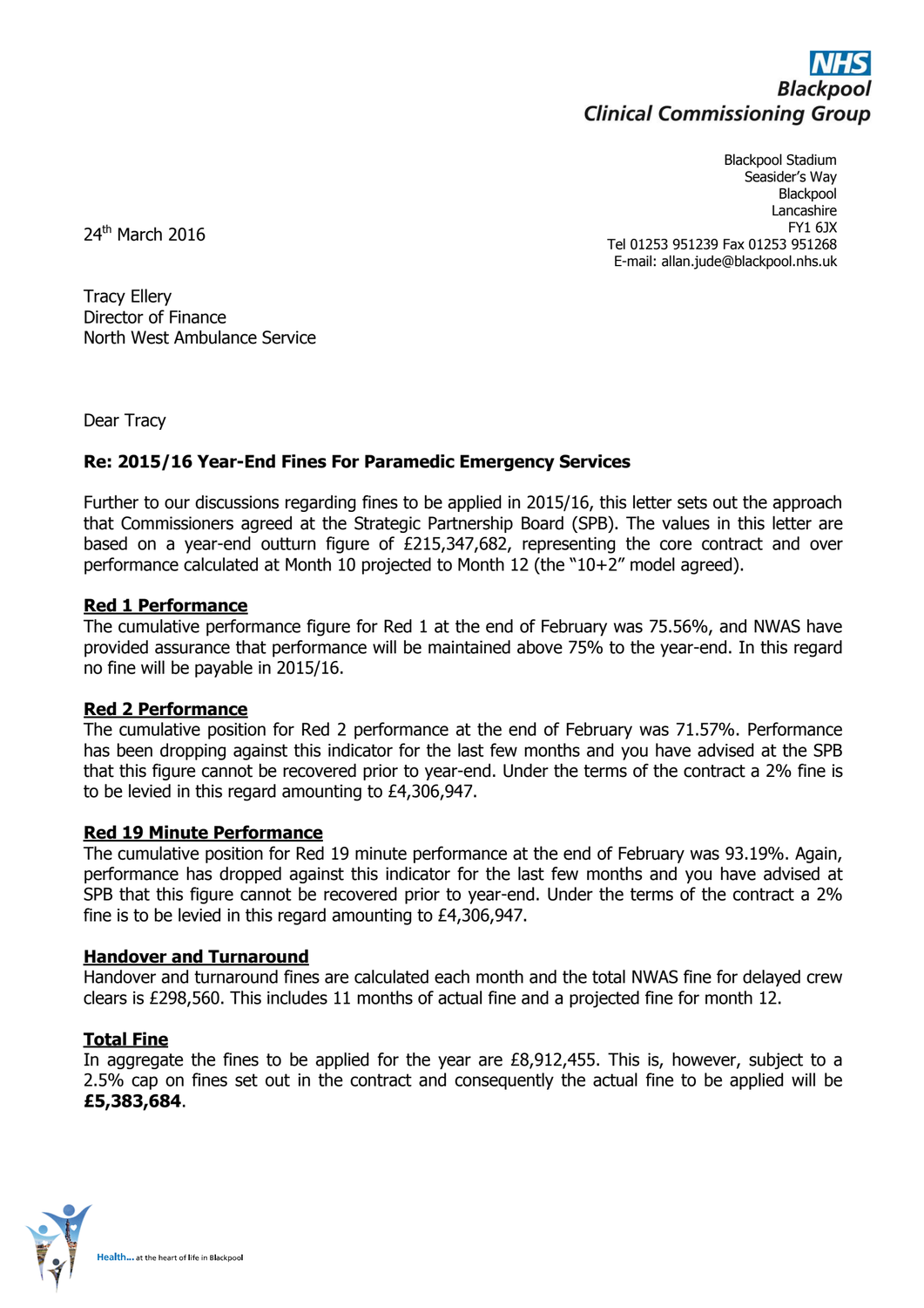**NHS**
**Blackpool**
**Clinical Commissioning Group**

Blackpool Stadium
Seasider's Way
Blackpool
Lancashire
FY1 6JX
Tel 01253 951239 Fax 01253 951268
E-mail: allan.jude@blackpool.nhs.uk

24th March 2016

Tracy Ellery
Director of Finance
North West Ambulance Service

Dear Tracy

**Re: 2015/16 Year-End Fines For Paramedic Emergency Services**

Further to our discussions regarding fines to be applied in 2015/16, this letter sets out the approach that Commissioners agreed at the Strategic Partnership Board (SPB). The values in this letter are based on a year-end outturn figure of £215,347,682, representing the core contract and over performance calculated at Month 10 projected to Month 12 (the "10+2" model agreed).

**Red 1 Performance**

The cumulative performance figure for Red 1 at the end of February was 75.56%, and NWAS have provided assurance that performance will be maintained above 75% to the year-end. In this regard no fine will be payable in 2015/16.

**Red 2 Performance**

The cumulative position for Red 2 performance at the end of February was 71.57%. Performance has been dropping against this indicator for the last few months and you have advised at the SPB that this figure cannot be recovered prior to year-end. Under the terms of the contract a 2% fine is to be levied in this regard amounting to £4,306,947.

**Red 19 Minute Performance**

The cumulative position for Red 19 minute performance at the end of February was 93.19%. Again, performance has dropped against this indicator for the last few months and you have advised at SPB that this figure cannot be recovered prior to year-end. Under the terms of the contract a 2% fine is to be levied in this regard amounting to £4,306,947.

**Handover and Turnaround**

Handover and turnaround fines are calculated each month and the total NWAS fine for delayed crew clears is £298,560. This includes 11 months of actual fine and a projected fine for month 12.

**Total Fine**

In aggregate the fines to be applied for the year are £8,912,455. This is, however, subject to a 2.5% cap on fines set out in the contract and consequently the actual fine to be applied will be **£5,383,684**.

Health... at the heart of life in Blackpool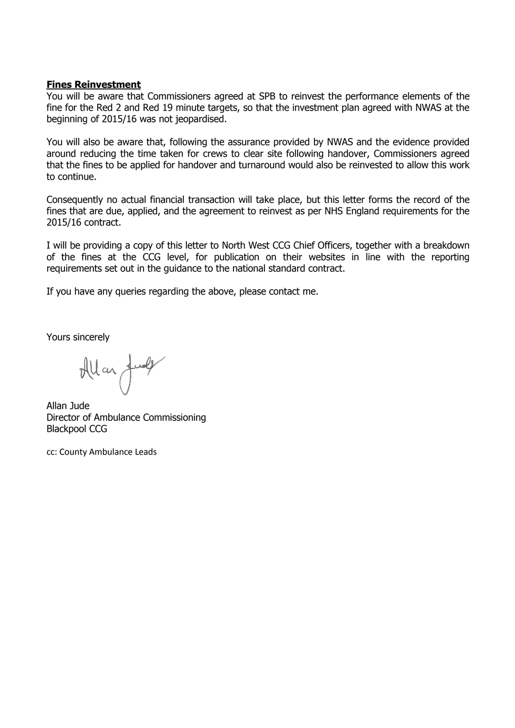**Fines Reinvestment**

You will be aware that Commissioners agreed at SPB to reinvest the performance elements of the fine for the Red 2 and Red 19 minute targets, so that the investment plan agreed with NWAS at the beginning of 2015/16 was not jeopardised.

You will also be aware that, following the assurance provided by NWAS and the evidence provided around reducing the time taken for crews to clear site following handover, Commissioners agreed that the fines to be applied for handover and turnaround would also be reinvested to allow this work to continue.

Consequently no actual financial transaction will take place, but this letter forms the record of the fines that are due, applied, and the agreement to reinvest as per NHS England requirements for the 2015/16 contract.

I will be providing a copy of this letter to North West CCG Chief Officers, together with a breakdown of the fines at the CCG level, for publication on their websites in line with the reporting requirements set out in the guidance to the national standard contract.

If you have any queries regarding the above, please contact me.

Yours sincerely

Allan Jude

Allan Jude
Director of Ambulance Commissioning
Blackpool CCG

cc: County Ambulance Leads